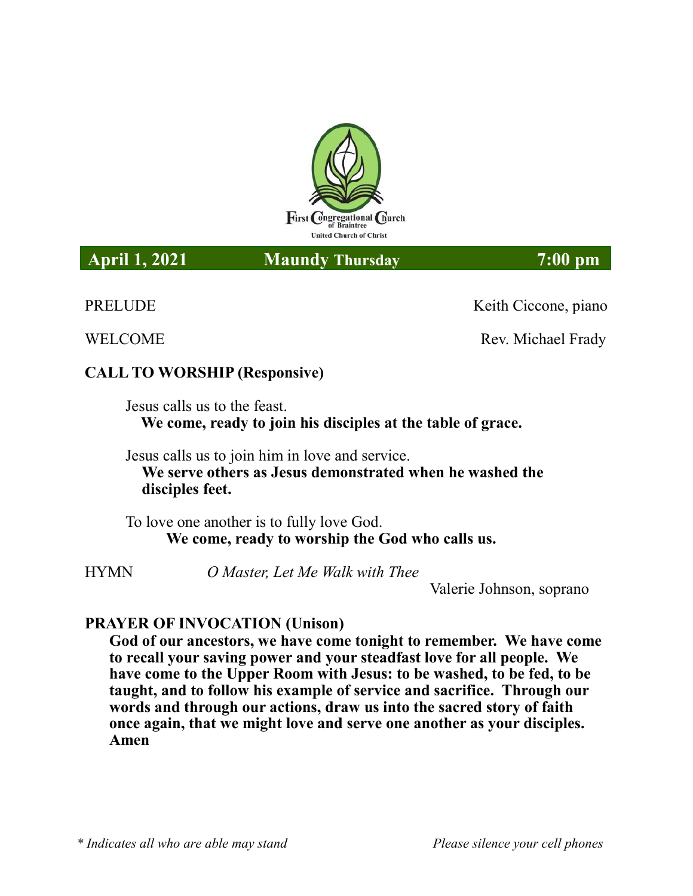First Congregational Church of Braintree
United Church of Christ

**April 1, 2021 Maundy Thursday 7:00 pm**

PRELUDE Keith Ciccone, piano

WELCOME Rev. Michael Frady

**CALL TO WORSHIP (Responsive)**

Jesus calls us to the feast.
**We come, ready to join his disciples at the table of grace.**

Jesus calls us to join him in love and service.
**We serve others as Jesus demonstrated when he washed the disciples feet.**

To love one another is to fully love God.
**We come, ready to worship the God who calls us.**

HYMN *O Master, Let Me Walk with Thee*
Valerie Johnson, soprano

**PRAYER OF INVOCATION (Unison)**
**God of our ancestors, we have come tonight to remember. We have come to recall your saving power and your steadfast love for all people. We have come to the Upper Room with Jesus: to be washed, to be fed, to be taught, and to follow his example of service and sacrifice. Through our words and through our actions, draw us into the sacred story of faith once again, that we might love and serve one another as your disciples. Amen**

*\* Indicates all who are able may stand* *Please silence your cell phones*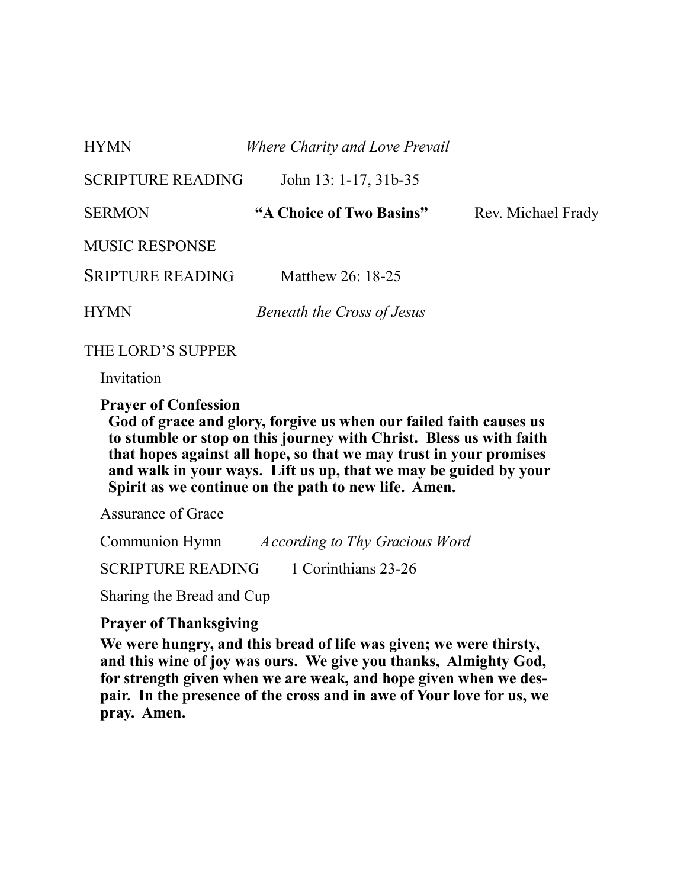HYMN *Where Charity and Love Prevail*

SCRIPTURE READING John 13: 1-17, 31b-35

SERMON **"A Choice of Two Basins"** Rev. Michael Frady

MUSIC RESPONSE

SRIPTURE READING Matthew 26: 18-25

HYMN *Beneath the Cross of Jesus*

THE LORD'S SUPPER

Invitation

**Prayer of Confession**

**God of grace and glory, forgive us when our failed faith causes us to stumble or stop on this journey with Christ. Bless us with faith that hopes against all hope, so that we may trust in your promises and walk in your ways. Lift us up, that we may be guided by your Spirit as we continue on the path to new life. Amen.**

Assurance of Grace

Communion Hymn *According to Thy Gracious Word*

SCRIPTURE READING 1 Corinthians 23-26

Sharing the Bread and Cup

**Prayer of Thanksgiving**

**We were hungry, and this bread of life was given; we were thirsty, and this wine of joy was ours. We give you thanks, Almighty God, for strength given when we are weak, and hope given when we despair. In the presence of the cross and in awe of Your love for us, we pray. Amen.**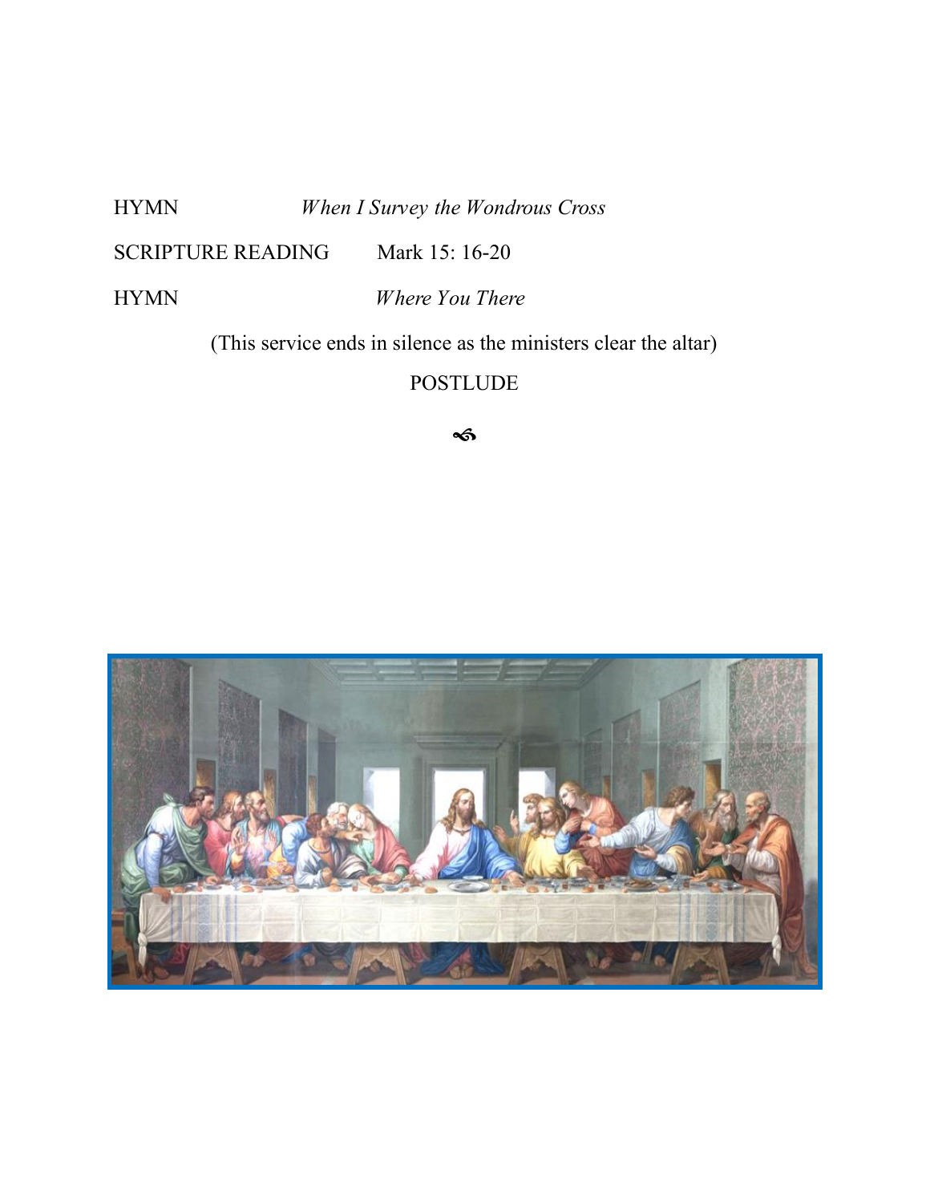HYMN *When I Survey the Wondrous Cross*

SCRIPTURE READING Mark 15: 16-20

HYMN *Where You There*

(This service ends in silence as the ministers clear the altar)

POSTLUDE

☙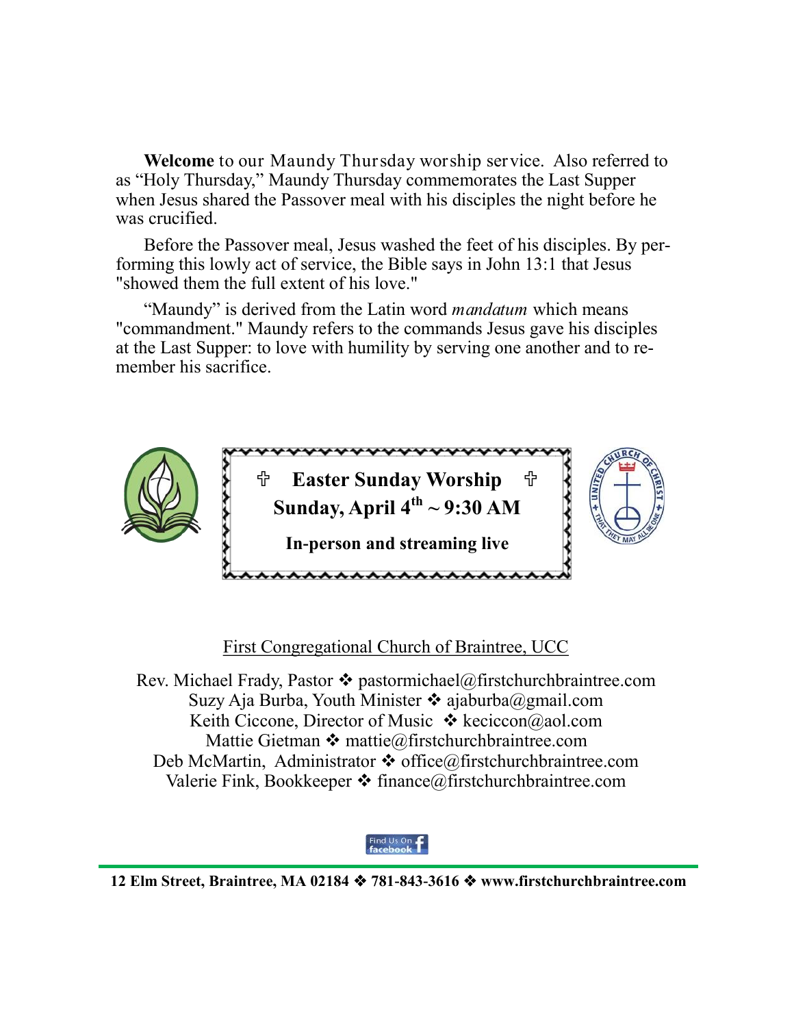**Welcome** to our Maundy Thursday worship service. Also referred to as "Holy Thursday," Maundy Thursday commemorates the Last Supper when Jesus shared the Passover meal with his disciples the night before he was crucified.

Before the Passover meal, Jesus washed the feet of his disciples. By performing this lowly act of service, the Bible says in John 13:1 that Jesus "showed them the full extent of his love."

"Maundy" is derived from the Latin word *mandatum* which means "commandment." Maundy refers to the commands Jesus gave his disciples at the Last Supper: to love with humility by serving one another and to remember his sacrifice.

**✞ Easter Sunday Worship ✞**

**Sunday, April 4th ~ 9:30 AM**

**In-person and streaming live**

First Congregational Church of Braintree, UCC

Rev. Michael Frady, Pastor ❖ pastormichael@firstchurchbraintree.com
Suzy Aja Burba, Youth Minister ❖ ajaburba@gmail.com
Keith Ciccone, Director of Music ❖ keciccon@aol.com
Mattie Gietman ❖ mattie@firstchurchbraintree.com
Deb McMartin, Administrator ❖ office@firstchurchbraintree.com
Valerie Fink, Bookkeeper ❖ finance@firstchurchbraintree.com

Find Us On facebook

**12 Elm Street, Braintree, MA 02184 ❖ 781-843-3616 ❖ www.firstchurchbraintree.com**